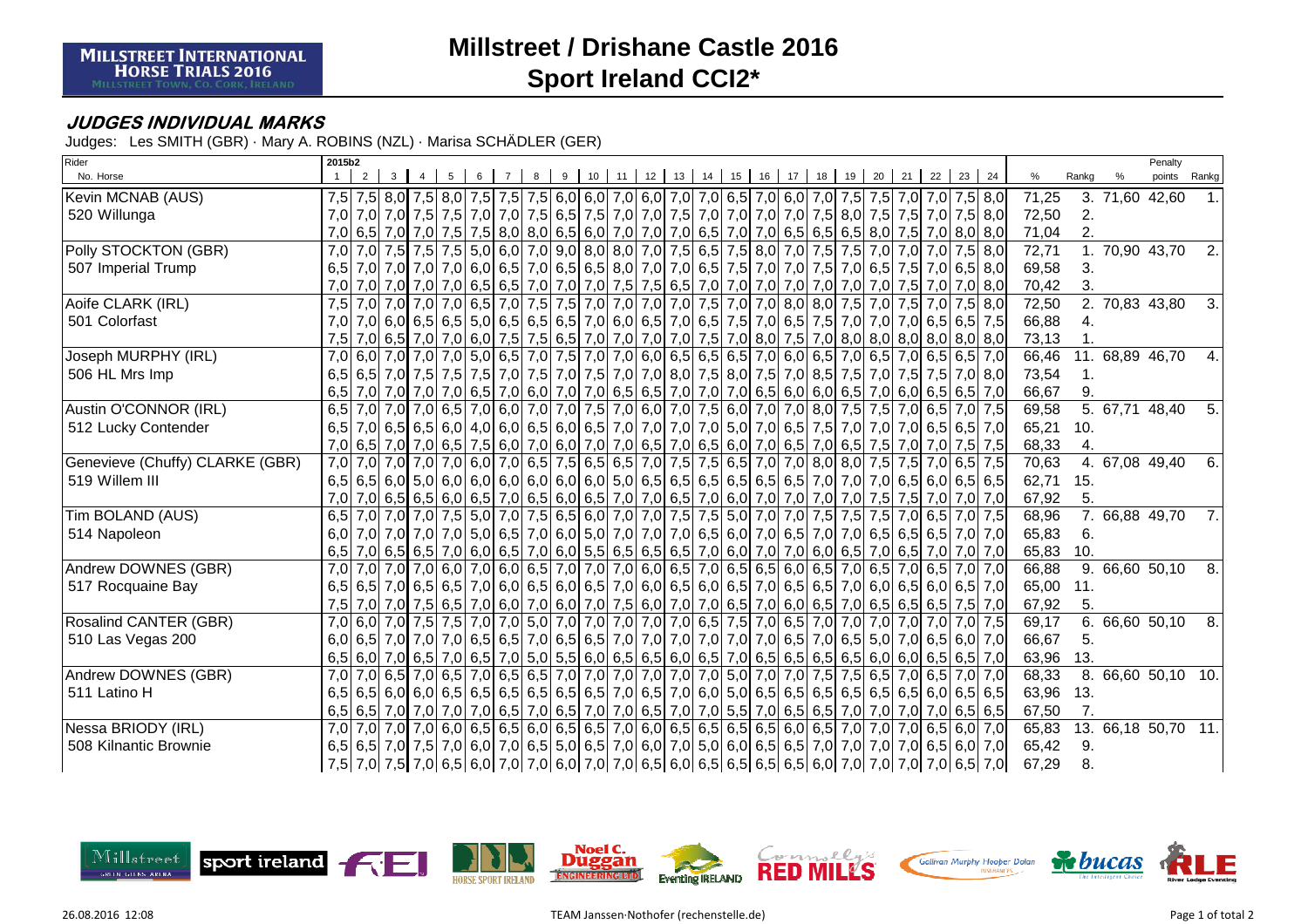# Millstreet / Drishane Castle 2016
## Sport Ireland CCI2*

### JUDGES INDIVIDUAL MARKS

Judges: Les SMITH (GBR) · Mary A. ROBINS (NZL) · Marisa SCHÄDLER (GER)

| Rider / No. Horse | 1 | 2 | 3 | 4 | 5 | 6 | 7 | 8 | 9 | 10 | 11 | 12 | 13 | 14 | 15 | 16 | 17 | 18 | 19 | 20 | 21 | 22 | 23 | 24 | % | Rankg | % | Penalty points | Rankg |
|---|---|---|---|---|---|---|---|---|---|---|---|---|---|---|---|---|---|---|---|---|---|---|---|---|---|---|---|---|---|
| Kevin MCNAB (AUS) | 7,5 | 7,5 | 8,0 | 7,5 | 8,0 | 7,5 | 7,5 | 7,5 | 6,0 | 6,0 | 7,0 | 6,0 | 7,0 | 7,0 | 6,5 | 7,0 | 6,0 | 7,0 | 7,5 | 7,5 | 7,0 | 7,0 | 7,5 | 8,0 | 71,25 | 3. | 71,60 | 42,60 | 1. |
| 520 Willunga | 7,0 | 7,0 | 7,0 | 7,5 | 7,5 | 7,0 | 7,0 | 7,5 | 6,5 | 7,5 | 7,0 | 7,0 | 7,5 | 7,0 | 7,0 | 7,0 | 7,0 | 7,5 | 8,0 | 7,5 | 7,5 | 7,0 | 7,5 | 8,0 | 72,50 | 2. | | | |
| | 7,0 | 6,5 | 7,0 | 7,0 | 7,5 | 7,5 | 8,0 | 8,0 | 6,5 | 6,0 | 7,0 | 7,0 | 7,0 | 6,5 | 7,0 | 7,0 | 6,5 | 6,5 | 6,5 | 8,0 | 7,5 | 7,0 | 8,0 | 8,0 | 71,04 | 2. | | | |
| Polly STOCKTON (GBR) | 7,0 | 7,0 | 7,5 | 7,5 | 7,5 | 5,0 | 6,0 | 7,0 | 9,0 | 8,0 | 8,0 | 7,0 | 7,5 | 6,5 | 7,5 | 8,0 | 7,0 | 7,5 | 7,5 | 7,0 | 7,0 | 7,0 | 7,5 | 8,0 | 72,71 | 1. | 70,90 | 43,70 | 2. |
| 507 Imperial Trump | 6,5 | 7,0 | 7,0 | 7,0 | 7,0 | 6,0 | 6,5 | 7,0 | 6,5 | 6,5 | 8,0 | 7,0 | 7,0 | 6,5 | 7,5 | 7,0 | 7,0 | 7,5 | 7,0 | 6,5 | 7,5 | 7,0 | 6,5 | 8,0 | 69,58 | 3. | | | |
| | 7,0 | 7,0 | 7,0 | 7,0 | 7,0 | 6,5 | 6,5 | 7,0 | 7,0 | 7,0 | 7,5 | 7,5 | 6,5 | 7,0 | 7,0 | 7,0 | 7,0 | 7,0 | 7,0 | 7,0 | 7,5 | 7,0 | 7,0 | 8,0 | 70,42 | 3. | | | |
| Aoife CLARK (IRL) | 7,5 | 7,0 | 7,0 | 7,0 | 7,0 | 6,5 | 7,0 | 7,5 | 7,5 | 7,0 | 7,0 | 7,0 | 7,0 | 7,5 | 7,0 | 7,0 | 8,0 | 8,0 | 7,5 | 7,0 | 7,5 | 7,0 | 7,5 | 8,0 | 72,50 | 2. | 70,83 | 43,80 | 3. |
| 501 Colorfast | 7,0 | 7,0 | 6,0 | 6,5 | 6,5 | 5,0 | 6,5 | 6,5 | 6,5 | 7,0 | 6,0 | 6,5 | 7,0 | 6,5 | 7,5 | 7,0 | 6,5 | 7,5 | 7,0 | 7,0 | 7,0 | 6,5 | 6,5 | 7,5 | 66,88 | 4. | | | |
| | 7,5 | 7,0 | 6,5 | 7,0 | 7,0 | 6,0 | 7,5 | 7,5 | 6,5 | 7,0 | 7,0 | 7,0 | 7,0 | 7,5 | 7,0 | 8,0 | 7,5 | 7,0 | 8,0 | 8,0 | 8,0 | 8,0 | 8,0 | 8,0 | 73,13 | 1. | | | |
| Joseph MURPHY (IRL) | 7,0 | 6,0 | 7,0 | 7,0 | 7,0 | 5,0 | 6,5 | 7,0 | 7,5 | 7,0 | 7,0 | 6,0 | 6,5 | 6,5 | 6,5 | 7,0 | 6,0 | 6,5 | 7,0 | 6,5 | 7,0 | 6,5 | 6,5 | 7,0 | 66,46 | 11. | 68,89 | 46,70 | 4. |
| 506 HL Mrs Imp | 6,5 | 6,5 | 7,0 | 7,5 | 7,5 | 7,5 | 7,0 | 7,5 | 7,0 | 7,5 | 7,0 | 7,0 | 8,0 | 7,5 | 8,0 | 7,5 | 7,0 | 8,5 | 7,5 | 7,0 | 7,5 | 7,5 | 7,0 | 8,0 | 73,54 | 1. | | | |
| | 6,5 | 7,0 | 7,0 | 7,0 | 7,0 | 6,5 | 7,0 | 6,0 | 7,0 | 7,0 | 6,5 | 6,5 | 7,0 | 7,0 | 7,0 | 6,5 | 6,0 | 6,0 | 6,5 | 7,0 | 6,0 | 6,5 | 6,5 | 7,0 | 66,67 | 9. | | | |
| Austin O'CONNOR (IRL) | 6,5 | 7,0 | 7,0 | 7,0 | 6,5 | 7,0 | 6,0 | 7,0 | 7,0 | 7,5 | 7,0 | 6,0 | 7,0 | 7,5 | 6,0 | 7,0 | 7,0 | 8,0 | 7,5 | 7,5 | 7,0 | 6,5 | 7,0 | 7,5 | 69,58 | 5. | 67,71 | 48,40 | 5. |
| 512 Lucky Contender | 6,5 | 7,0 | 6,5 | 6,5 | 6,0 | 4,0 | 6,0 | 6,5 | 6,0 | 6,5 | 7,0 | 7,0 | 7,0 | 7,0 | 5,0 | 7,0 | 6,5 | 7,5 | 7,0 | 7,0 | 7,0 | 6,5 | 6,5 | 7,0 | 65,21 | 10. | | | |
| | 7,0 | 6,5 | 7,0 | 7,0 | 6,5 | 7,5 | 6,0 | 7,0 | 6,0 | 7,0 | 7,0 | 6,5 | 7,0 | 6,5 | 6,0 | 7,0 | 6,5 | 7,0 | 6,5 | 7,5 | 7,0 | 7,0 | 7,5 | 7,5 | 68,33 | 4. | | | |
| Genevieve (Chuffy) CLARKE (GBR) | 7,0 | 7,0 | 7,0 | 7,0 | 7,0 | 6,0 | 7,0 | 6,5 | 7,5 | 6,5 | 6,5 | 7,0 | 7,5 | 7,5 | 6,5 | 7,0 | 7,0 | 8,0 | 8,0 | 7,5 | 7,5 | 7,0 | 6,5 | 7,5 | 70,63 | 4. | 67,08 | 49,40 | 6. |
| 519 Willem III | 6,5 | 6,5 | 6,0 | 5,0 | 6,0 | 6,0 | 6,0 | 6,0 | 6,0 | 6,0 | 5,0 | 6,5 | 6,5 | 6,5 | 6,5 | 6,5 | 6,5 | 7,0 | 7,0 | 7,0 | 6,5 | 6,0 | 6,5 | 6,5 | 62,71 | 15. | | | |
| | 7,0 | 7,0 | 6,5 | 6,5 | 6,0 | 6,5 | 7,0 | 6,5 | 6,0 | 6,5 | 7,0 | 7,0 | 6,5 | 7,0 | 6,0 | 7,0 | 7,0 | 7,0 | 7,0 | 7,5 | 7,5 | 7,0 | 7,0 | 7,0 | 67,92 | 5. | | | |
| Tim BOLAND (AUS) | 6,5 | 7,0 | 7,0 | 7,0 | 7,5 | 5,0 | 7,0 | 7,5 | 6,5 | 6,0 | 7,0 | 7,0 | 7,5 | 7,5 | 5,0 | 7,0 | 7,0 | 7,5 | 7,5 | 7,5 | 7,0 | 6,5 | 7,0 | 7,5 | 68,96 | 7. | 66,88 | 49,70 | 7. |
| 514 Napoleon | 6,0 | 7,0 | 7,0 | 7,0 | 7,0 | 5,0 | 6,5 | 7,0 | 6,0 | 5,0 | 7,0 | 7,0 | 7,0 | 6,5 | 6,0 | 7,0 | 6,5 | 7,0 | 7,0 | 6,5 | 6,5 | 6,5 | 7,0 | 7,0 | 65,83 | 6. | | | |
| | 6,5 | 7,0 | 6,5 | 6,5 | 7,0 | 6,0 | 6,5 | 7,0 | 6,0 | 5,5 | 6,5 | 6,5 | 6,5 | 7,0 | 6,0 | 7,0 | 7,0 | 6,0 | 6,5 | 7,0 | 6,5 | 7,0 | 7,0 | 7,0 | 65,83 | 10. | | | |
| Andrew DOWNES (GBR) | 7,0 | 7,0 | 7,0 | 7,0 | 6,0 | 7,0 | 6,0 | 6,5 | 7,0 | 7,0 | 7,0 | 6,0 | 6,5 | 7,0 | 6,5 | 6,5 | 6,0 | 6,5 | 7,0 | 6,5 | 7,0 | 6,5 | 7,0 | 7,0 | 66,88 | 9. | 66,60 | 50,10 | 8. |
| 517 Rocquaine Bay | 6,5 | 6,5 | 7,0 | 6,5 | 6,5 | 7,0 | 6,0 | 6,5 | 6,0 | 6,5 | 7,0 | 6,0 | 6,5 | 6,0 | 6,5 | 7,0 | 6,5 | 6,5 | 7,0 | 6,0 | 6,5 | 6,0 | 6,5 | 7,0 | 65,00 | 11. | | | |
| | 7,5 | 7,0 | 7,0 | 7,5 | 6,5 | 7,0 | 6,0 | 7,0 | 6,0 | 7,0 | 7,5 | 6,0 | 7,0 | 7,0 | 6,5 | 7,0 | 6,0 | 6,5 | 7,0 | 6,5 | 6,5 | 6,5 | 7,5 | 7,0 | 67,92 | 5. | | | |
| Rosalind CANTER (GBR) | 7,0 | 6,0 | 7,0 | 7,5 | 7,5 | 7,0 | 7,0 | 5,0 | 7,0 | 7,0 | 7,0 | 7,0 | 7,0 | 6,5 | 7,5 | 7,0 | 6,5 | 7,0 | 7,0 | 7,0 | 7,0 | 7,0 | 7,0 | 7,5 | 69,17 | 6. | 66,60 | 50,10 | 8. |
| 510 Las Vegas 200 | 6,0 | 6,5 | 7,0 | 7,0 | 7,0 | 6,5 | 6,5 | 7,0 | 6,5 | 6,5 | 7,0 | 7,0 | 7,0 | 7,0 | 7,0 | 7,0 | 6,5 | 7,0 | 6,5 | 5,0 | 7,0 | 6,5 | 6,0 | 7,0 | 66,67 | 5. | | | |
| | 6,5 | 6,0 | 7,0 | 6,5 | 7,0 | 6,5 | 7,0 | 5,0 | 5,5 | 6,0 | 6,5 | 6,5 | 6,0 | 6,5 | 7,0 | 6,5 | 6,5 | 6,5 | 6,5 | 6,0 | 6,0 | 6,5 | 6,5 | 7,0 | 63,96 | 13. | | | |
| Andrew DOWNES (GBR) | 7,0 | 7,0 | 6,5 | 7,0 | 6,5 | 7,0 | 6,5 | 6,5 | 7,0 | 7,0 | 7,0 | 7,0 | 7,0 | 7,0 | 5,0 | 7,0 | 7,0 | 7,5 | 7,5 | 6,5 | 7,0 | 6,5 | 7,0 | 7,0 | 68,33 | 8. | 66,60 | 50,10 | 10. |
| 511 Latino H | 6,5 | 6,5 | 6,0 | 6,0 | 6,5 | 6,5 | 6,5 | 6,5 | 6,5 | 6,5 | 7,0 | 6,5 | 7,0 | 6,0 | 5,0 | 6,5 | 6,5 | 6,5 | 6,5 | 6,5 | 6,5 | 6,0 | 6,5 | 6,5 | 63,96 | 13. | | | |
| | 6,5 | 6,5 | 7,0 | 7,0 | 7,0 | 6,5 | 7,0 | 6,5 | 7,0 | 6,5 | 7,0 | 7,0 | 6,5 | 7,0 | 5,5 | 7,0 | 6,5 | 6,5 | 7,0 | 7,0 | 7,0 | 6,5 | 6,5 | 6,5 | 67,50 | 7. | | | |
| Nessa BRIODY (IRL) | 7,0 | 7,0 | 7,0 | 7,0 | 6,0 | 6,5 | 6,5 | 6,0 | 6,5 | 6,5 | 7,0 | 6,0 | 6,5 | 6,5 | 6,5 | 6,5 | 6,0 | 6,5 | 7,0 | 7,0 | 7,0 | 6,5 | 6,0 | 7,0 | 65,83 | 13. | 66,18 | 50,70 | 11. |
| 508 Kilnantic Brownie | 6,5 | 6,5 | 7,0 | 7,5 | 7,0 | 6,0 | 7,0 | 6,5 | 5,0 | 6,5 | 7,0 | 6,0 | 7,0 | 5,0 | 6,0 | 6,5 | 6,5 | 7,0 | 7,0 | 7,0 | 7,0 | 6,5 | 6,0 | 7,0 | 65,42 | 9. | | | |
| | 7,5 | 7,0 | 7,5 | 7,0 | 6,5 | 6,0 | 7,0 | 7,0 | 6,0 | 7,0 | 7,0 | 6,5 | 6,0 | 6,5 | 6,5 | 6,5 | 6,5 | 6,0 | 7,0 | 7,0 | 7,0 | 7,0 | 6,5 | 7,0 | 67,29 | 8. | | | |

2015b2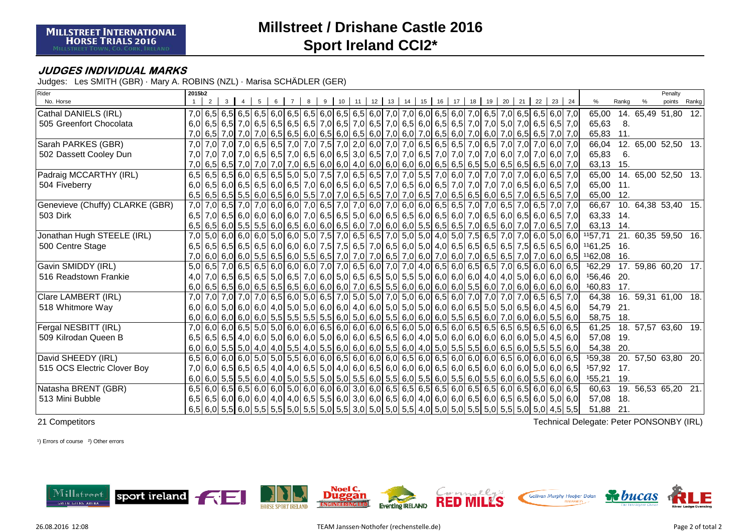# Millstreet / Drishane Castle 2016

## Sport Ireland CCI2*

### JUDGES INDIVIDUAL MARKS

Judges: Les SMITH (GBR) · Mary A. ROBINS (NZL) · Marisa SCHÄDLER (GER)

| Rider / No. Horse | 1 | 2 | 3 | 4 | 5 | 6 | 7 | 8 | 9 | 10 | 11 | 12 | 13 | 14 | 15 | 16 | 17 | 18 | 19 | 20 | 21 | 22 | 23 | 24 | % | Rankg | % | Penalty points | Rankg |
|---|---|---|---|---|---|---|---|---|---|---|---|---|---|---|---|---|---|---|---|---|---|---|---|---|---|---|---|---|---|
| | 2015b2 | | | | | | | | | | | | | | | | | | | | | | | | | | | | |
| Cathal DANIELS (IRL) | 7,0 | 6,5 | 6,5 | 6,5 | 6,5 | 6,0 | 6,5 | 6,5 | 6,0 | 6,5 | 6,5 | 6,0 | 7,0 | 7,0 | 6,0 | 6,5 | 6,0 | 7,0 | 6,5 | 7,0 | 6,5 | 6,5 | 6,0 | 7,0 | 65,00 | 14. | 65,49 | 51,80 | 12. |
| 505 Greenfort Chocolata | 6,0 | 6,5 | 6,5 | 7,0 | 6,5 | 6,5 | 6,5 | 6,5 | 7,0 | 6,5 | 7,0 | 6,5 | 7,0 | 6,5 | 6,0 | 6,5 | 6,5 | 7,0 | 7,0 | 5,0 | 7,0 | 6,5 | 6,5 | 7,0 | 65,63 | 8. | | | |
| | 7,0 | 6,5 | 7,0 | 7,0 | 7,0 | 6,5 | 6,5 | 6,0 | 6,5 | 6,0 | 6,5 | 6,0 | 7,0 | 6,0 | 7,0 | 6,5 | 6,0 | 7,0 | 6,0 | 7,0 | 6,5 | 6,5 | 7,0 | 7,0 | 65,83 | 11. | | | |
| Sarah PARKES (GBR) | 7,0 | 7,0 | 7,0 | 7,0 | 6,5 | 6,5 | 7,0 | 7,0 | 7,5 | 7,0 | 2,0 | 6,0 | 7,0 | 7,0 | 6,5 | 6,5 | 6,5 | 7,0 | 6,5 | 7,0 | 7,0 | 7,0 | 6,0 | 7,0 | 66,04 | 12. | 65,00 | 52,50 | 13. |
| 502 Dassett Cooley Dun | 7,0 | 7,0 | 7,0 | 7,0 | 6,5 | 6,5 | 7,0 | 6,5 | 6,0 | 6,5 | 3,0 | 6,5 | 7,0 | 7,0 | 6,5 | 7,0 | 7,0 | 7,0 | 7,0 | 6,0 | 7,0 | 7,0 | 6,0 | 7,0 | 65,83 | 6. | | | |
| | 7,0 | 6,5 | 6,5 | 7,0 | 7,0 | 7,0 | 7,0 | 6,5 | 6,0 | 6,0 | 4,0 | 6,0 | 6,0 | 6,0 | 6,0 | 6,5 | 6,5 | 6,5 | 5,0 | 6,5 | 6,5 | 6,5 | 6,0 | 7,0 | 63,13 | 15. | | | |
| Padraig McCARTHY (IRL) | 6,5 | 6,5 | 6,5 | 6,0 | 6,5 | 6,5 | 5,0 | 5,0 | 7,5 | 7,0 | 6,5 | 6,5 | 7,0 | 7,0 | 5,5 | 7,0 | 6,0 | 7,0 | 7,0 | 7,0 | 7,0 | 6,0 | 6,5 | 7,0 | 65,00 | 14. | 65,00 | 52,50 | 13. |
| 504 Fiveberry | 6,0 | 6,5 | 6,0 | 6,5 | 6,5 | 6,0 | 6,5 | 7,0 | 6,0 | 6,5 | 6,0 | 6,5 | 7,0 | 6,5 | 6,0 | 6,5 | 7,0 | 7,0 | 7,0 | 7,0 | 6,5 | 6,0 | 6,5 | 7,0 | 65,00 | 11. | | | |
| | 6,5 | 6,5 | 6,5 | 5,5 | 6,0 | 6,5 | 6,0 | 5,5 | 7,0 | 7,0 | 6,5 | 6,5 | 7,0 | 7,0 | 6,5 | 7,0 | 6,5 | 6,5 | 6,0 | 6,5 | 7,0 | 6,5 | 6,5 | 7,0 | 65,00 | 12. | | | |
| Genevieve (Chuffy) CLARKE (GBR) | 7,0 | 7,0 | 6,5 | 7,0 | 7,0 | 6,0 | 6,0 | 7,0 | 6,5 | 7,0 | 7,0 | 6,0 | 7,0 | 6,0 | 6,0 | 6,5 | 6,5 | 7,0 | 7,0 | 6,5 | 7,0 | 6,5 | 7,0 | 7,0 | 66,67 | 10. | 64,38 | 53,40 | 15. |
| 503 Dirk | 6,5 | 7,0 | 6,5 | 6,0 | 6,0 | 6,0 | 6,0 | 7,0 | 6,5 | 6,5 | 5,0 | 6,0 | 6,5 | 6,5 | 6,0 | 6,5 | 6,0 | 7,0 | 6,5 | 6,0 | 6,5 | 6,0 | 6,5 | 7,0 | 63,33 | 14. | | | |
| | 6,5 | 6,5 | 6,0 | 5,5 | 5,5 | 6,0 | 6,5 | 6,0 | 6,0 | 6,5 | 6,0 | 7,0 | 6,0 | 6,0 | 5,5 | 6,5 | 6,5 | 7,0 | 6,5 | 6,0 | 7,0 | 7,0 | 6,5 | 7,0 | 63,13 | 14. | | | |
| Jonathan Hugh STEELE (IRL) | 7,0 | 5,0 | 6,0 | 6,0 | 6,0 | 5,0 | 6,0 | 5,0 | 7,5 | 7,0 | 6,5 | 6,5 | 7,0 | 5,0 | 5,0 | 4,0 | 5,0 | 7,5 | 6,5 | 7,0 | 7,0 | 6,0 | 5,0 | 6,0 | [1][1]57,71 | 21. | 60,35 | 59,50 | 16. |
| 500 Centre Stage | 6,5 | 6,5 | 6,5 | 6,5 | 6,5 | 6,0 | 6,0 | 6,0 | 7,5 | 7,5 | 6,5 | 7,0 | 6,5 | 6,0 | 5,0 | 4,0 | 6,5 | 6,5 | 6,5 | 6,5 | 7,5 | 6,5 | 6,5 | 6,0 | [1][1]61,25 | 16. | | | |
| | 7,0 | 6,0 | 6,0 | 6,0 | 5,5 | 6,5 | 6,0 | 5,5 | 6,5 | 7,0 | 7,0 | 7,0 | 6,5 | 7,0 | 6,0 | 7,0 | 6,0 | 7,0 | 6,5 | 6,5 | 7,0 | 7,0 | 6,0 | 6,5 | [1][1]62,08 | 16. | | | |
| Gavin SMIDDY (IRL) | 5,0 | 6,5 | 7,0 | 6,5 | 6,5 | 6,0 | 6,0 | 6,0 | 7,0 | 7,0 | 6,5 | 6,0 | 7,0 | 7,0 | 4,0 | 6,5 | 6,0 | 6,5 | 6,5 | 7,0 | 6,5 | 6,0 | 6,0 | 6,5 | [1]62,29 | 17. | 59,86 | 60,20 | 17. |
| 516 Readstown Frankie | 4,0 | 7,0 | 6,5 | 6,5 | 6,5 | 5,0 | 6,5 | 7,0 | 6,0 | 5,0 | 6,5 | 6,5 | 5,0 | 5,5 | 5,0 | 6,0 | 6,0 | 6,0 | 4,0 | 4,0 | 5,0 | 6,0 | 6,0 | 6,0 | [1]56,46 | 20. | | | |
| | 6,0 | 6,5 | 6,5 | 6,0 | 6,5 | 6,5 | 6,5 | 6,0 | 6,0 | 6,0 | 7,0 | 6,5 | 5,5 | 6,0 | 6,0 | 6,0 | 6,0 | 5,5 | 6,0 | 7,0 | 6,0 | 6,0 | 6,0 | 6,0 | [1]60,83 | 17. | | | |
| Clare LAMBERT (IRL) | 7,0 | 7,0 | 7,0 | 7,0 | 7,0 | 6,5 | 6,0 | 5,0 | 6,5 | 7,0 | 5,0 | 5,0 | 7,0 | 5,0 | 6,0 | 6,5 | 6,0 | 7,0 | 7,0 | 7,0 | 7,0 | 6,5 | 6,5 | 7,0 | 64,38 | 16. | 59,31 | 61,00 | 18. |
| 518 Whitmore Way | 6,0 | 6,0 | 5,0 | 6,0 | 6,0 | 4,0 | 5,0 | 5,0 | 6,0 | 6,0 | 4,0 | 6,0 | 5,0 | 5,0 | 5,0 | 6,0 | 6,0 | 6,5 | 5,0 | 5,0 | 6,5 | 6,0 | 4,5 | 6,0 | 54,79 | 21. | | | |
| | 6,0 | 6,0 | 6,0 | 6,0 | 6,0 | 5,5 | 5,5 | 5,5 | 5,5 | 6,0 | 5,0 | 6,0 | 5,5 | 6,0 | 6,0 | 6,0 | 5,5 | 6,5 | 6,0 | 7,0 | 6,0 | 6,0 | 5,5 | 6,0 | 58,75 | 18. | | | |
| Fergal NESBITT (IRL) | 7,0 | 6,0 | 6,0 | 6,5 | 5,0 | 5,0 | 6,0 | 6,0 | 6,5 | 6,0 | 6,0 | 6,0 | 6,5 | 6,0 | 5,0 | 6,5 | 6,0 | 6,5 | 6,5 | 6,5 | 6,5 | 6,5 | 6,0 | 6,5 | 61,25 | 18. | 57,57 | 63,60 | 19. |
| 509 Kilrodan Queen B | 6,5 | 6,5 | 6,5 | 4,0 | 6,0 | 5,0 | 6,0 | 6,0 | 6,0 | 5,0 | 6,0 | 6,0 | 6,5 | 6,5 | 6,0 | 4,0 | 5,0 | 6,0 | 6,0 | 6,0 | 6,0 | 5,0 | 4,5 | 6,0 | 57,08 | 19. | | | |
| | 6,0 | 6,0 | 5,5 | 5,0 | 4,0 | 4,0 | 5,5 | 4,0 | 5,5 | 6,0 | 6,0 | 6,0 | 5,5 | 6,0 | 4,0 | 5,0 | 5,5 | 5,5 | 6,0 | 6,5 | 6,0 | 5,5 | 5,5 | 6,0 | 54,38 | 20. | | | |
| David SHEEDY (IRL) | 6,5 | 6,0 | 6,0 | 6,0 | 5,0 | 5,0 | 5,5 | 6,0 | 6,0 | 6,5 | 6,0 | 6,0 | 6,0 | 6,5 | 6,0 | 6,5 | 6,0 | 6,0 | 6,0 | 6,5 | 6,0 | 6,0 | 6,0 | 6,5 | [1]59,38 | 20. | 57,50 | 63,80 | 20. |
| 515 OCS Electric Clover Boy | 7,0 | 6,0 | 6,5 | 6,5 | 6,5 | 4,0 | 4,0 | 6,5 | 5,0 | 4,0 | 6,0 | 6,5 | 6,0 | 6,0 | 6,0 | 6,5 | 6,0 | 6,5 | 6,0 | 6,0 | 6,0 | 5,0 | 6,0 | 6,5 | [1]57,92 | 17. | | | |
| | 6,0 | 6,0 | 5,5 | 5,5 | 6,0 | 4,0 | 5,0 | 5,5 | 5,0 | 5,0 | 5,5 | 6,0 | 5,5 | 6,0 | 5,5 | 6,0 | 5,5 | 6,0 | 5,5 | 6,0 | 6,0 | 5,5 | 6,0 | 6,0 | [1]55,21 | 19. | | | |
| Natasha BRENT (GBR) | 6,5 | 6,0 | 6,5 | 6,5 | 6,0 | 6,0 | 5,0 | 6,0 | 6,0 | 6,0 | 3,0 | 6,0 | 6,5 | 6,5 | 6,5 | 6,5 | 6,0 | 6,5 | 6,5 | 6,0 | 6,5 | 6,0 | 6,0 | 6,5 | 60,63 | 19. | 56,53 | 65,20 | 21. |
| 513 Mini Bubble | 6,5 | 6,5 | 6,0 | 6,0 | 6,0 | 4,0 | 4,0 | 6,5 | 5,5 | 6,0 | 3,0 | 6,0 | 6,5 | 6,0 | 4,0 | 6,0 | 6,0 | 6,5 | 6,0 | 6,5 | 6,5 | 6,0 | 5,0 | 6,0 | 57,08 | 18. | | | |
| | 6,5 | 6,0 | 5,5 | 6,0 | 5,5 | 5,5 | 5,0 | 5,5 | 5,0 | 5,5 | 3,0 | 5,0 | 5,0 | 5,5 | 4,0 | 5,0 | 5,0 | 5,5 | 5,0 | 5,5 | 5,0 | 5,0 | 4,5 | 5,5 | 51,88 | 21. | | | |

21 Competitors

Technical Delegate: Peter PONSONBY (IRL)

[1]) Errors of course [2]) Other errors